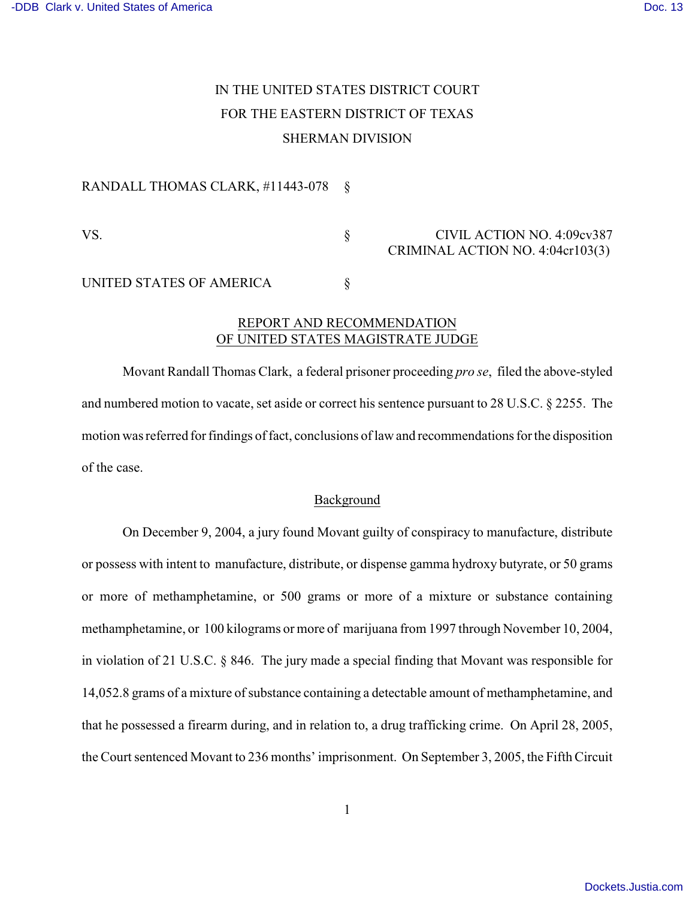IN THE UNITED STATES DISTRICT COURT
FOR THE EASTERN DISTRICT OF TEXAS
SHERMAN DIVISION

RANDALL THOMAS CLARK, #11443-078 §

VS. § CIVIL ACTION NO. 4:09cv387
CRIMINAL ACTION NO. 4:04cr103(3)

UNITED STATES OF AMERICA §

## REPORT AND RECOMMENDATION OF UNITED STATES MAGISTRATE JUDGE

Movant Randall Thomas Clark, a federal prisoner proceeding *pro se*, filed the above-styled and numbered motion to vacate, set aside or correct his sentence pursuant to 28 U.S.C. § 2255. The motion was referred for findings of fact, conclusions of law and recommendations for the disposition of the case.

### Background

On December 9, 2004, a jury found Movant guilty of conspiracy to manufacture, distribute or possess with intent to manufacture, distribute, or dispense gamma hydroxy butyrate, or 50 grams or more of methamphetamine, or 500 grams or more of a mixture or substance containing methamphetamine, or 100 kilograms or more of marijuana from 1997 through November 10, 2004, in violation of 21 U.S.C. § 846. The jury made a special finding that Movant was responsible for 14,052.8 grams of a mixture of substance containing a detectable amount of methamphetamine, and that he possessed a firearm during, and in relation to, a drug trafficking crime. On April 28, 2005, the Court sentenced Movant to 236 months' imprisonment. On September 3, 2005, the Fifth Circuit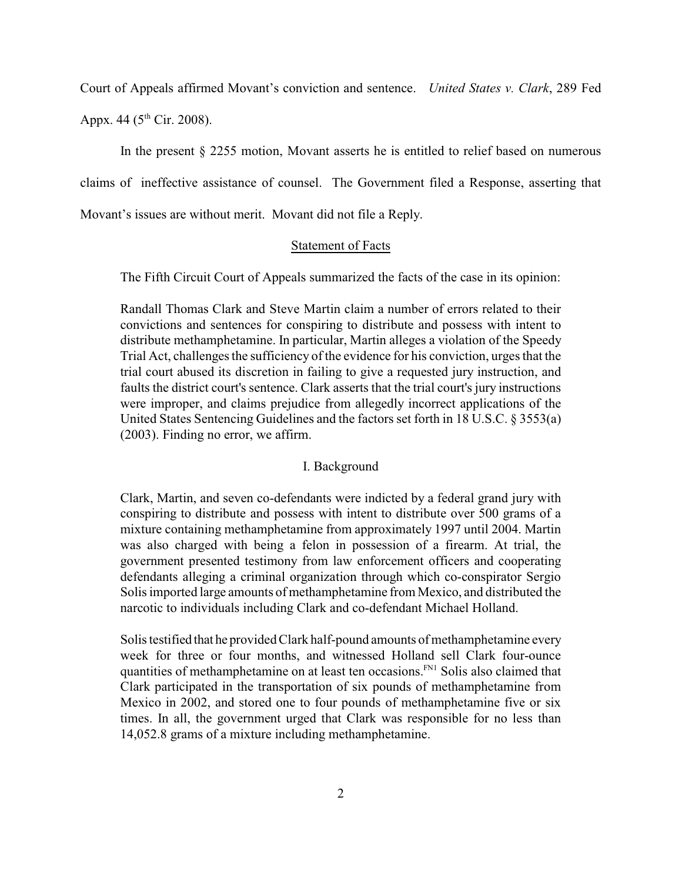Court of Appeals affirmed Movant's conviction and sentence. *United States v. Clark*, 289 Fed Appx. 44 (5th Cir. 2008).

In the present § 2255 motion, Movant asserts he is entitled to relief based on numerous claims of ineffective assistance of counsel. The Government filed a Response, asserting that Movant's issues are without merit. Movant did not file a Reply.

## Statement of Facts

The Fifth Circuit Court of Appeals summarized the facts of the case in its opinion:

> Randall Thomas Clark and Steve Martin claim a number of errors related to their convictions and sentences for conspiring to distribute and possess with intent to distribute methamphetamine. In particular, Martin alleges a violation of the Speedy Trial Act, challenges the sufficiency of the evidence for his conviction, urges that the trial court abused its discretion in failing to give a requested jury instruction, and faults the district court's sentence. Clark asserts that the trial court's jury instructions were improper, and claims prejudice from allegedly incorrect applications of the United States Sentencing Guidelines and the factors set forth in 18 U.S.C. § 3553(a) (2003). Finding no error, we affirm.
>
> I. Background
>
> Clark, Martin, and seven co-defendants were indicted by a federal grand jury with conspiring to distribute and possess with intent to distribute over 500 grams of a mixture containing methamphetamine from approximately 1997 until 2004. Martin was also charged with being a felon in possession of a firearm. At trial, the government presented testimony from law enforcement officers and cooperating defendants alleging a criminal organization through which co-conspirator Sergio Solis imported large amounts of methamphetamine from Mexico, and distributed the narcotic to individuals including Clark and co-defendant Michael Holland.
>
> Solis testified that he provided Clark half-pound amounts of methamphetamine every week for three or four months, and witnessed Holland sell Clark four-ounce quantities of methamphetamine on at least ten occasions.[FN1] Solis also claimed that Clark participated in the transportation of six pounds of methamphetamine from Mexico in 2002, and stored one to four pounds of methamphetamine five or six times. In all, the government urged that Clark was responsible for no less than 14,052.8 grams of a mixture including methamphetamine.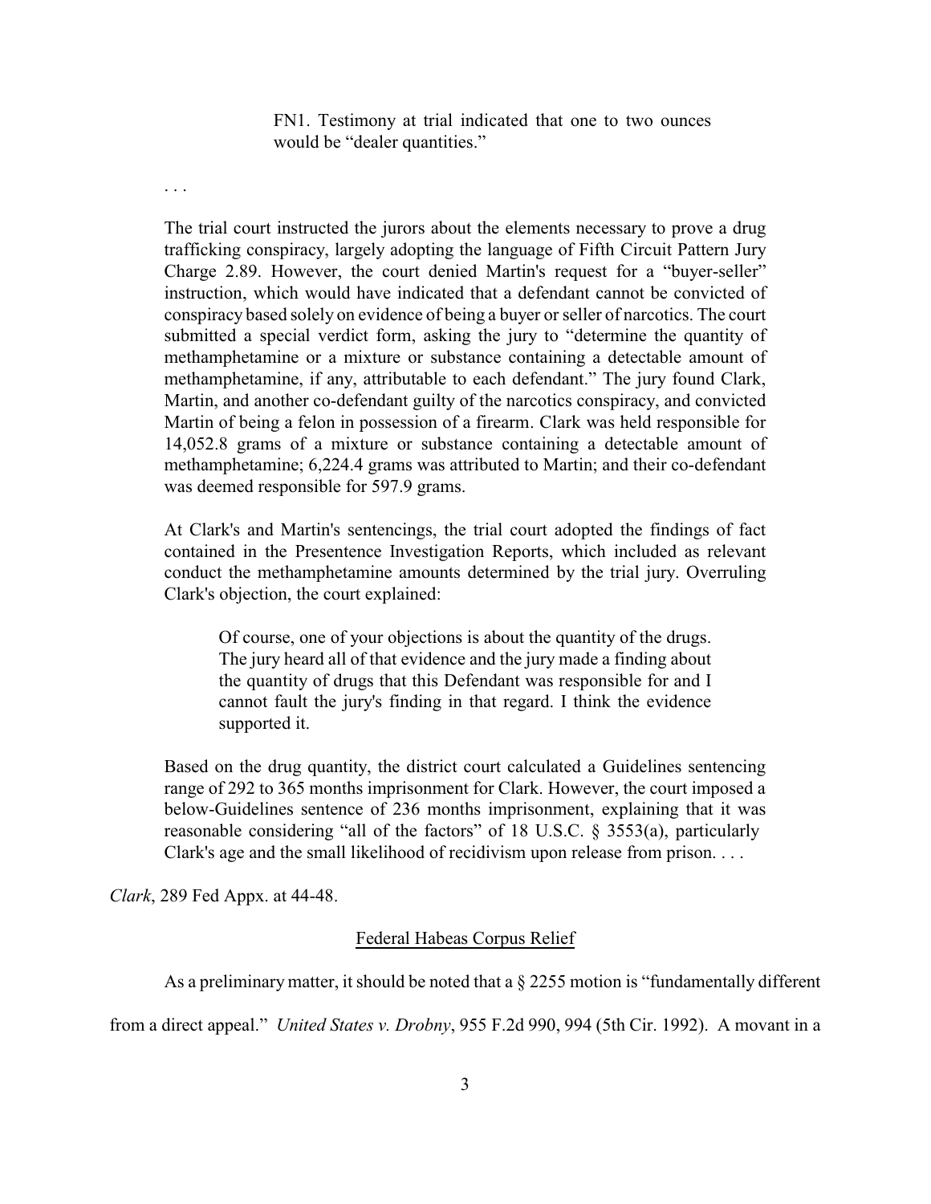> FN1. Testimony at trial indicated that one to two ounces would be "dealer quantities."

. . .

> The trial court instructed the jurors about the elements necessary to prove a drug trafficking conspiracy, largely adopting the language of Fifth Circuit Pattern Jury Charge 2.89. However, the court denied Martin's request for a "buyer-seller" instruction, which would have indicated that a defendant cannot be convicted of conspiracy based solely on evidence of being a buyer or seller of narcotics. The court submitted a special verdict form, asking the jury to "determine the quantity of methamphetamine or a mixture or substance containing a detectable amount of methamphetamine, if any, attributable to each defendant." The jury found Clark, Martin, and another co-defendant guilty of the narcotics conspiracy, and convicted Martin of being a felon in possession of a firearm. Clark was held responsible for 14,052.8 grams of a mixture or substance containing a detectable amount of methamphetamine; 6,224.4 grams was attributed to Martin; and their co-defendant was deemed responsible for 597.9 grams.
>
> At Clark's and Martin's sentencings, the trial court adopted the findings of fact contained in the Presentence Investigation Reports, which included as relevant conduct the methamphetamine amounts determined by the trial jury. Overruling Clark's objection, the court explained:
>
> > Of course, one of your objections is about the quantity of the drugs. The jury heard all of that evidence and the jury made a finding about the quantity of drugs that this Defendant was responsible for and I cannot fault the jury's finding in that regard. I think the evidence supported it.
>
> Based on the drug quantity, the district court calculated a Guidelines sentencing range of 292 to 365 months imprisonment for Clark. However, the court imposed a below-Guidelines sentence of 236 months imprisonment, explaining that it was reasonable considering "all of the factors" of 18 U.S.C. § 3553(a), particularly Clark's age and the small likelihood of recidivism upon release from prison. . . .

*Clark*, 289 Fed Appx. at 44-48.

## Federal Habeas Corpus Relief

As a preliminary matter, it should be noted that a § 2255 motion is "fundamentally different from a direct appeal." *United States v. Drobny*, 955 F.2d 990, 994 (5th Cir. 1992). A movant in a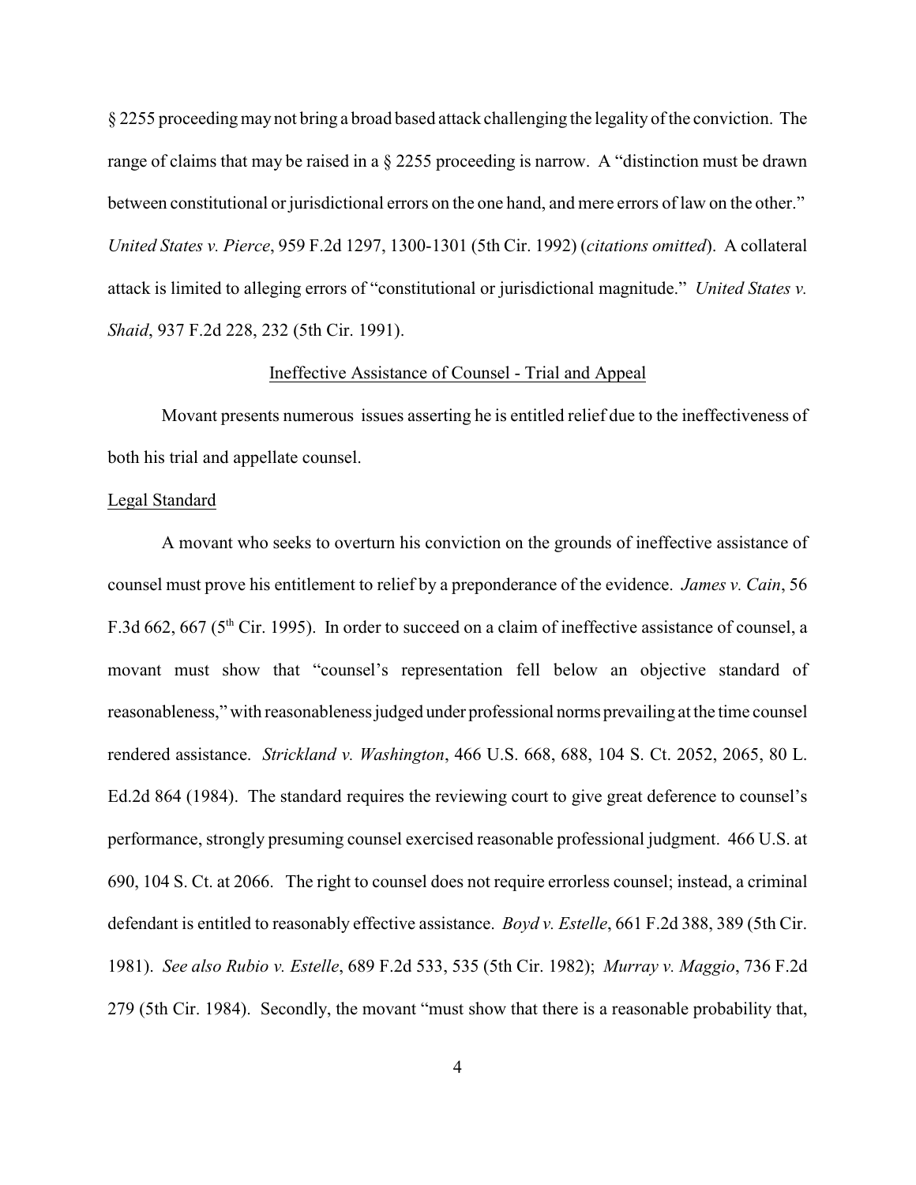§ 2255 proceeding may not bring a broad based attack challenging the legality of the conviction. The range of claims that may be raised in a § 2255 proceeding is narrow. A "distinction must be drawn between constitutional or jurisdictional errors on the one hand, and mere errors of law on the other." *United States v. Pierce*, 959 F.2d 1297, 1300-1301 (5th Cir. 1992) (*citations omitted*). A collateral attack is limited to alleging errors of "constitutional or jurisdictional magnitude." *United States v. Shaid*, 937 F.2d 228, 232 (5th Cir. 1991).

## Ineffective Assistance of Counsel - Trial and Appeal

Movant presents numerous issues asserting he is entitled relief due to the ineffectiveness of both his trial and appellate counsel.

### Legal Standard

A movant who seeks to overturn his conviction on the grounds of ineffective assistance of counsel must prove his entitlement to relief by a preponderance of the evidence. *James v. Cain*, 56 F.3d 662, 667 (5th Cir. 1995). In order to succeed on a claim of ineffective assistance of counsel, a movant must show that "counsel's representation fell below an objective standard of reasonableness," with reasonableness judged under professional norms prevailing at the time counsel rendered assistance. *Strickland v. Washington*, 466 U.S. 668, 688, 104 S. Ct. 2052, 2065, 80 L. Ed.2d 864 (1984). The standard requires the reviewing court to give great deference to counsel's performance, strongly presuming counsel exercised reasonable professional judgment. 466 U.S. at 690, 104 S. Ct. at 2066. The right to counsel does not require errorless counsel; instead, a criminal defendant is entitled to reasonably effective assistance. *Boyd v. Estelle*, 661 F.2d 388, 389 (5th Cir. 1981). *See also Rubio v. Estelle*, 689 F.2d 533, 535 (5th Cir. 1982); *Murray v. Maggio*, 736 F.2d 279 (5th Cir. 1984). Secondly, the movant "must show that there is a reasonable probability that,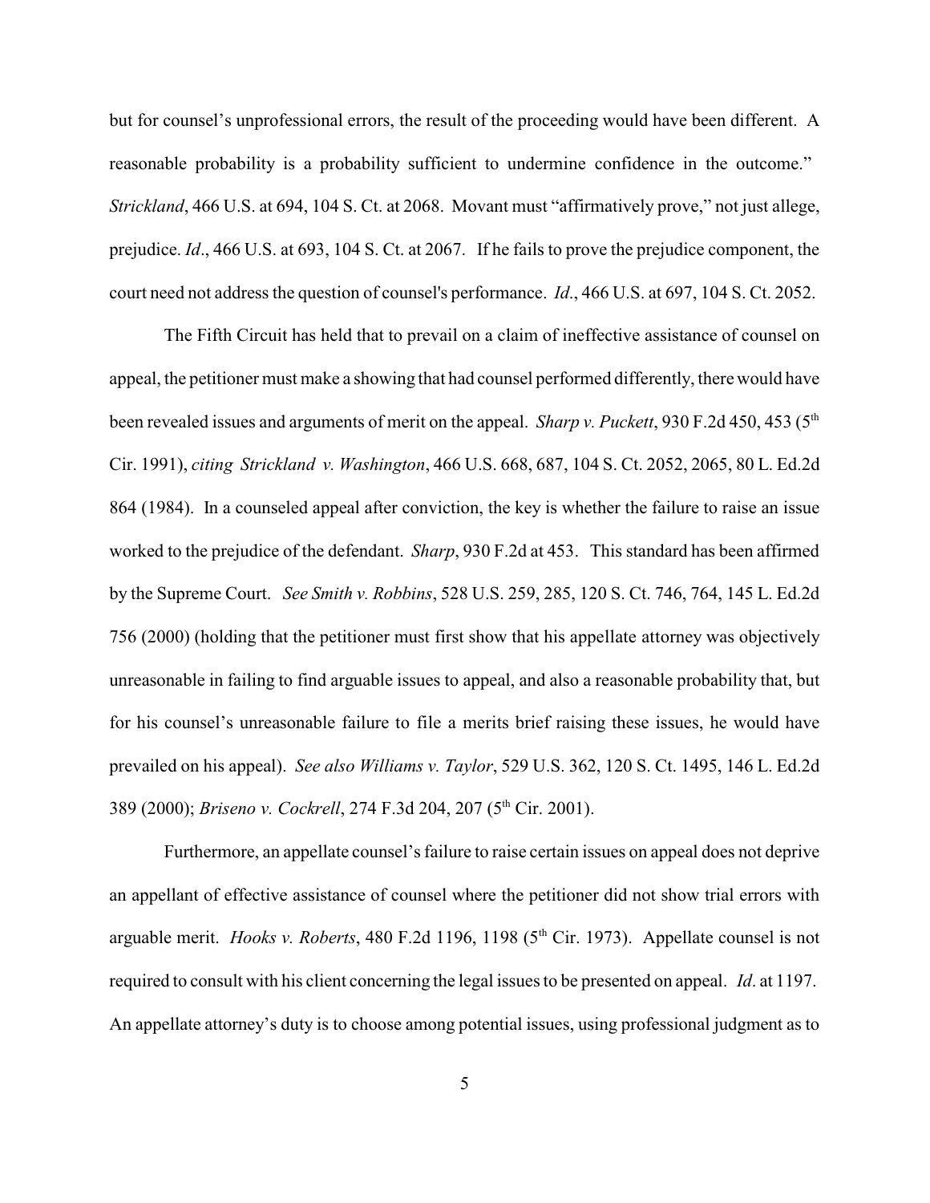but for counsel's unprofessional errors, the result of the proceeding would have been different. A reasonable probability is a probability sufficient to undermine confidence in the outcome." *Strickland*, 466 U.S. at 694, 104 S. Ct. at 2068. Movant must "affirmatively prove," not just allege, prejudice. *Id*., 466 U.S. at 693, 104 S. Ct. at 2067. If he fails to prove the prejudice component, the court need not address the question of counsel's performance. *Id*., 466 U.S. at 697, 104 S. Ct. 2052.

The Fifth Circuit has held that to prevail on a claim of ineffective assistance of counsel on appeal, the petitioner must make a showing that had counsel performed differently, there would have been revealed issues and arguments of merit on the appeal. *Sharp v. Puckett*, 930 F.2d 450, 453 (5th Cir. 1991), *citing Strickland v. Washington*, 466 U.S. 668, 687, 104 S. Ct. 2052, 2065, 80 L. Ed.2d 864 (1984). In a counseled appeal after conviction, the key is whether the failure to raise an issue worked to the prejudice of the defendant. *Sharp*, 930 F.2d at 453. This standard has been affirmed by the Supreme Court. *See Smith v. Robbins*, 528 U.S. 259, 285, 120 S. Ct. 746, 764, 145 L. Ed.2d 756 (2000) (holding that the petitioner must first show that his appellate attorney was objectively unreasonable in failing to find arguable issues to appeal, and also a reasonable probability that, but for his counsel's unreasonable failure to file a merits brief raising these issues, he would have prevailed on his appeal). *See also Williams v. Taylor*, 529 U.S. 362, 120 S. Ct. 1495, 146 L. Ed.2d 389 (2000); *Briseno v. Cockrell*, 274 F.3d 204, 207 (5th Cir. 2001).

Furthermore, an appellate counsel's failure to raise certain issues on appeal does not deprive an appellant of effective assistance of counsel where the petitioner did not show trial errors with arguable merit. *Hooks v. Roberts*, 480 F.2d 1196, 1198 (5th Cir. 1973). Appellate counsel is not required to consult with his client concerning the legal issues to be presented on appeal. *Id*. at 1197. An appellate attorney's duty is to choose among potential issues, using professional judgment as to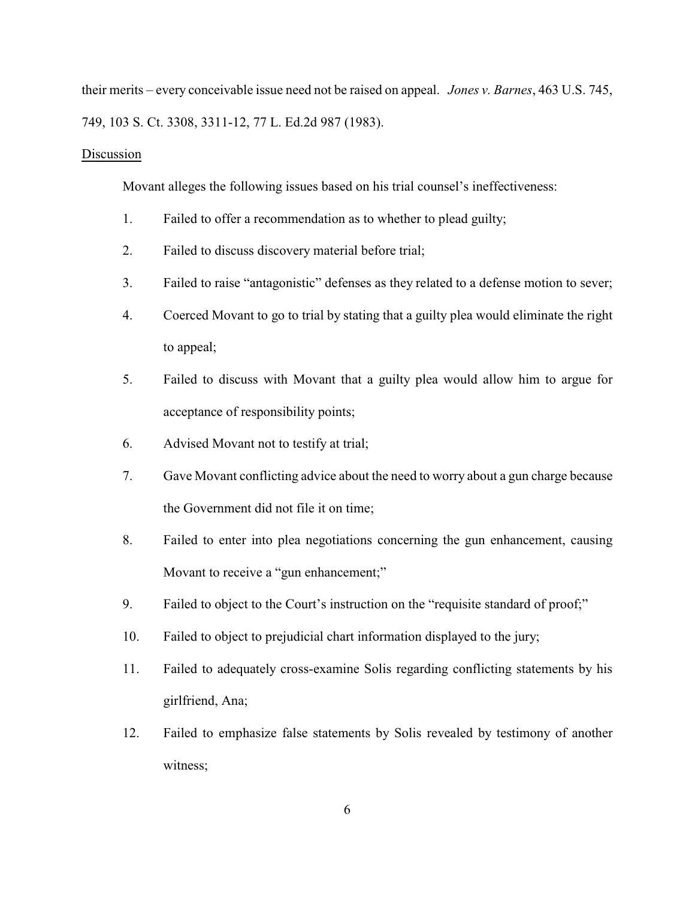their merits – every conceivable issue need not be raised on appeal. *Jones v. Barnes*, 463 U.S. 745, 749, 103 S. Ct. 3308, 3311-12, 77 L. Ed.2d 987 (1983).

Discussion

Movant alleges the following issues based on his trial counsel's ineffectiveness:

1. Failed to offer a recommendation as to whether to plead guilty;
2. Failed to discuss discovery material before trial;
3. Failed to raise "antagonistic" defenses as they related to a defense motion to sever;
4. Coerced Movant to go to trial by stating that a guilty plea would eliminate the right to appeal;
5. Failed to discuss with Movant that a guilty plea would allow him to argue for acceptance of responsibility points;
6. Advised Movant not to testify at trial;
7. Gave Movant conflicting advice about the need to worry about a gun charge because the Government did not file it on time;
8. Failed to enter into plea negotiations concerning the gun enhancement, causing Movant to receive a "gun enhancement;"
9. Failed to object to the Court's instruction on the "requisite standard of proof;"
10. Failed to object to prejudicial chart information displayed to the jury;
11. Failed to adequately cross-examine Solis regarding conflicting statements by his girlfriend, Ana;
12. Failed to emphasize false statements by Solis revealed by testimony of another witness;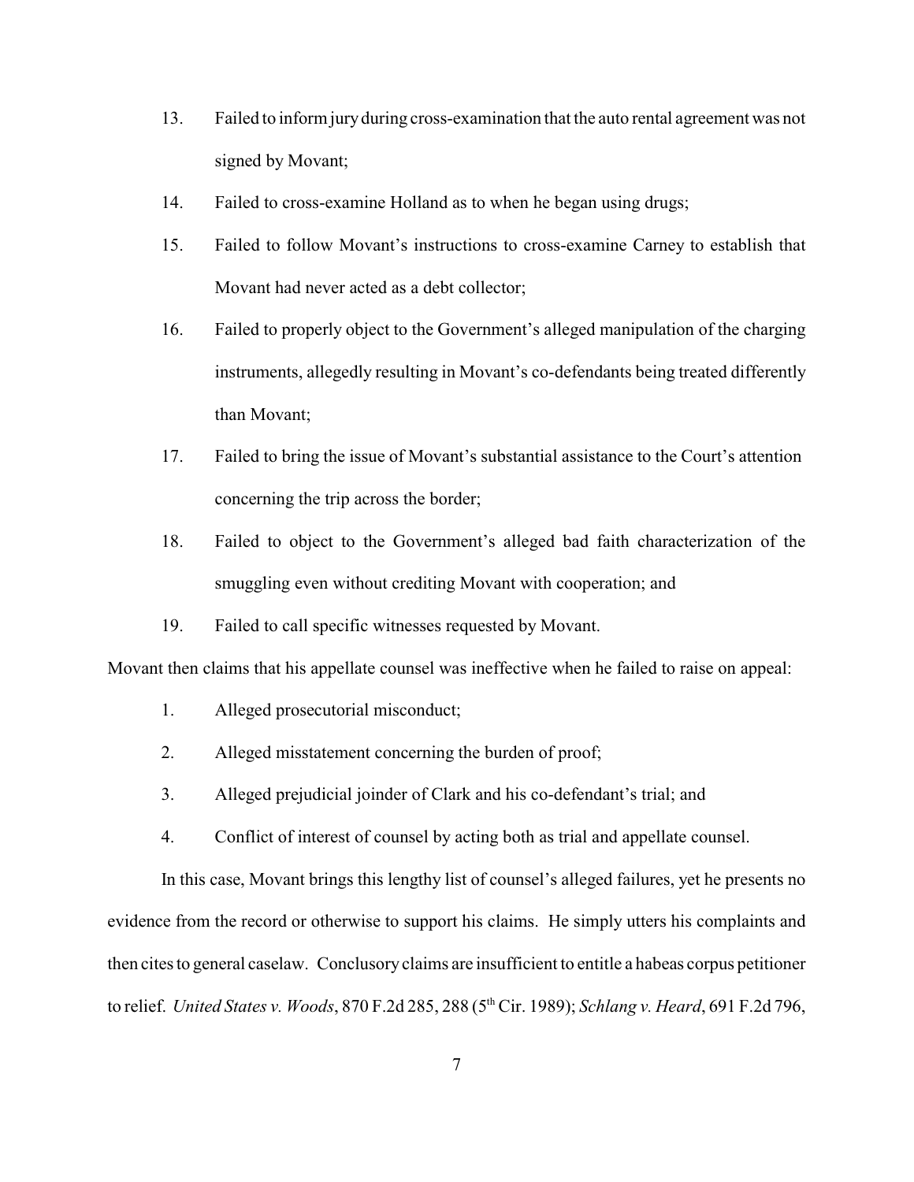13. Failed to inform jury during cross-examination that the auto rental agreement was not signed by Movant;
14. Failed to cross-examine Holland as to when he began using drugs;
15. Failed to follow Movant's instructions to cross-examine Carney to establish that Movant had never acted as a debt collector;
16. Failed to properly object to the Government's alleged manipulation of the charging instruments, allegedly resulting in Movant's co-defendants being treated differently than Movant;
17. Failed to bring the issue of Movant's substantial assistance to the Court's attention concerning the trip across the border;
18. Failed to object to the Government's alleged bad faith characterization of the smuggling even without crediting Movant with cooperation; and
19. Failed to call specific witnesses requested by Movant.

Movant then claims that his appellate counsel was ineffective when he failed to raise on appeal:

1. Alleged prosecutorial misconduct;
2. Alleged misstatement concerning the burden of proof;
3. Alleged prejudicial joinder of Clark and his co-defendant's trial; and
4. Conflict of interest of counsel by acting both as trial and appellate counsel.

In this case, Movant brings this lengthy list of counsel's alleged failures, yet he presents no evidence from the record or otherwise to support his claims. He simply utters his complaints and then cites to general caselaw. Conclusory claims are insufficient to entitle a habeas corpus petitioner to relief. *United States v. Woods*, 870 F.2d 285, 288 (5th Cir. 1989); *Schlang v. Heard*, 691 F.2d 796,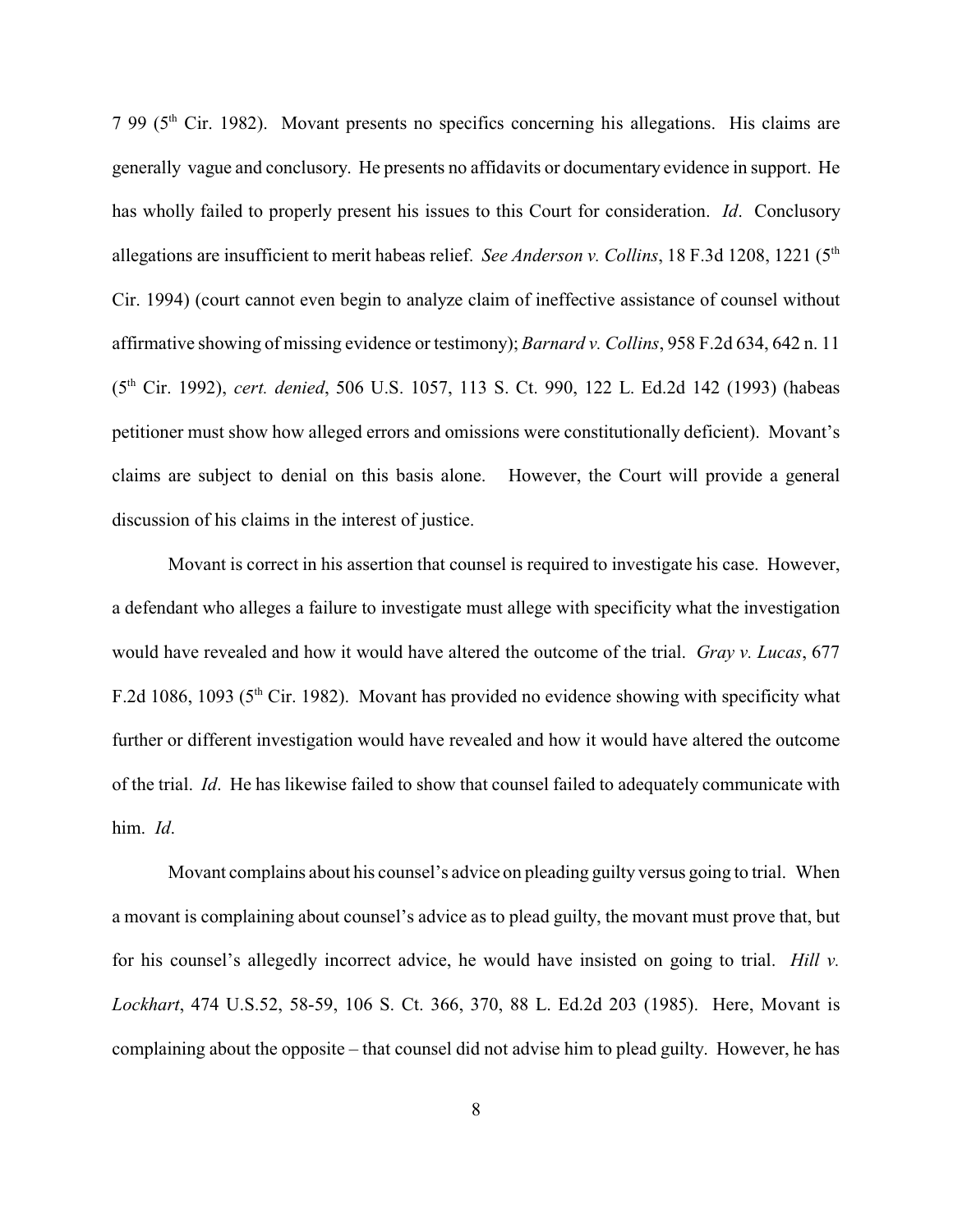7 99 (5th Cir. 1982). Movant presents no specifics concerning his allegations. His claims are generally vague and conclusory. He presents no affidavits or documentary evidence in support. He has wholly failed to properly present his issues to this Court for consideration. *Id*. Conclusory allegations are insufficient to merit habeas relief. *See Anderson v. Collins*, 18 F.3d 1208, 1221 (5th Cir. 1994) (court cannot even begin to analyze claim of ineffective assistance of counsel without affirmative showing of missing evidence or testimony); *Barnard v. Collins*, 958 F.2d 634, 642 n. 11 (5th Cir. 1992), *cert. denied*, 506 U.S. 1057, 113 S. Ct. 990, 122 L. Ed.2d 142 (1993) (habeas petitioner must show how alleged errors and omissions were constitutionally deficient). Movant's claims are subject to denial on this basis alone. However, the Court will provide a general discussion of his claims in the interest of justice.

Movant is correct in his assertion that counsel is required to investigate his case. However, a defendant who alleges a failure to investigate must allege with specificity what the investigation would have revealed and how it would have altered the outcome of the trial. *Gray v. Lucas*, 677 F.2d 1086, 1093 (5th Cir. 1982). Movant has provided no evidence showing with specificity what further or different investigation would have revealed and how it would have altered the outcome of the trial. *Id*. He has likewise failed to show that counsel failed to adequately communicate with him. *Id*.

Movant complains about his counsel's advice on pleading guilty versus going to trial. When a movant is complaining about counsel's advice as to plead guilty, the movant must prove that, but for his counsel's allegedly incorrect advice, he would have insisted on going to trial. *Hill v. Lockhart*, 474 U.S.52, 58-59, 106 S. Ct. 366, 370, 88 L. Ed.2d 203 (1985). Here, Movant is complaining about the opposite – that counsel did not advise him to plead guilty. However, he has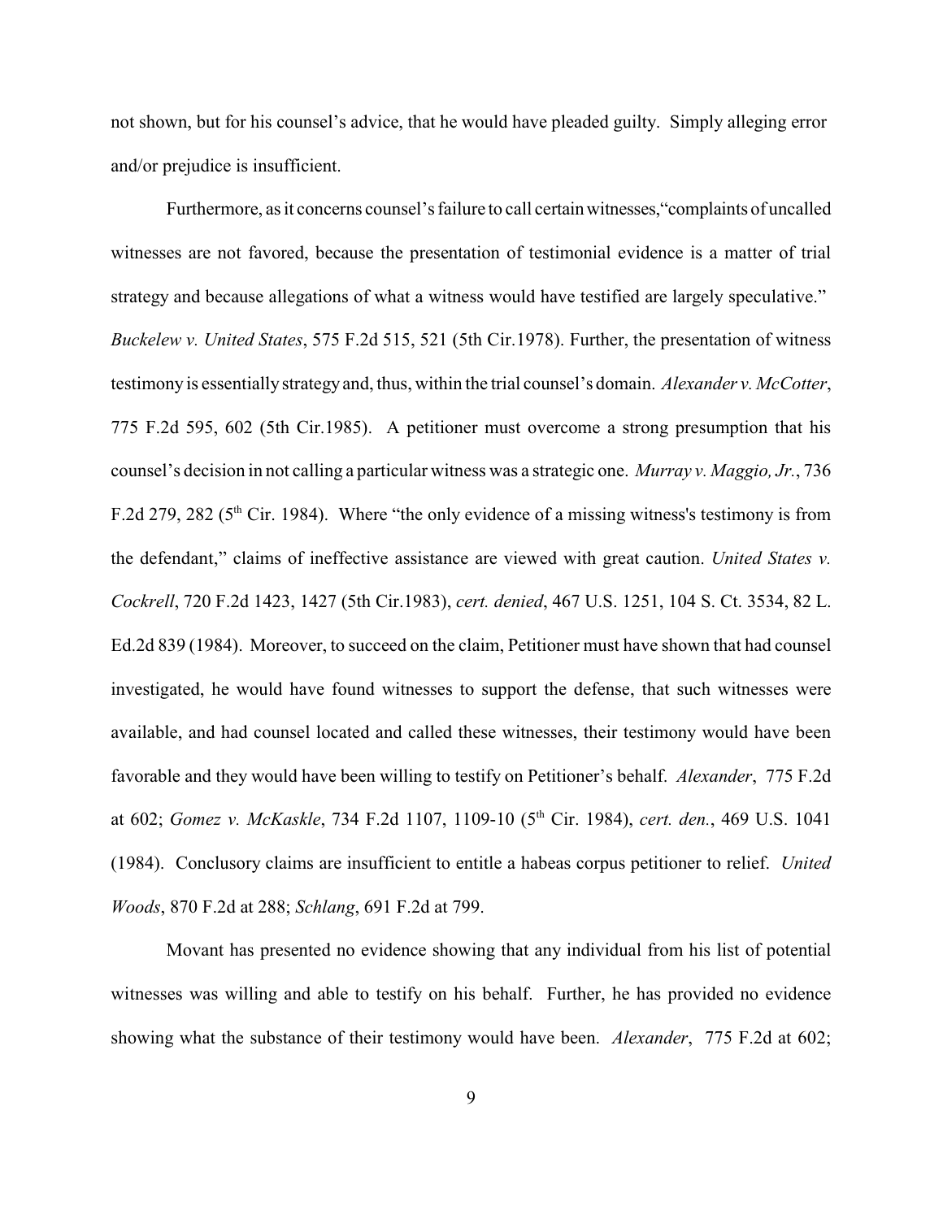not shown, but for his counsel's advice, that he would have pleaded guilty. Simply alleging error and/or prejudice is insufficient.

Furthermore, as it concerns counsel's failure to call certain witnesses,"complaints of uncalled witnesses are not favored, because the presentation of testimonial evidence is a matter of trial strategy and because allegations of what a witness would have testified are largely speculative." *Buckelew v. United States*, 575 F.2d 515, 521 (5th Cir.1978). Further, the presentation of witness testimony is essentially strategy and, thus, within the trial counsel's domain. *Alexander v. McCotter*, 775 F.2d 595, 602 (5th Cir.1985). A petitioner must overcome a strong presumption that his counsel's decision in not calling a particular witness was a strategic one. *Murray v. Maggio, Jr.*, 736 F.2d 279, 282 (5th Cir. 1984). Where "the only evidence of a missing witness's testimony is from the defendant," claims of ineffective assistance are viewed with great caution. *United States v. Cockrell*, 720 F.2d 1423, 1427 (5th Cir.1983), *cert. denied*, 467 U.S. 1251, 104 S. Ct. 3534, 82 L. Ed.2d 839 (1984). Moreover, to succeed on the claim, Petitioner must have shown that had counsel investigated, he would have found witnesses to support the defense, that such witnesses were available, and had counsel located and called these witnesses, their testimony would have been favorable and they would have been willing to testify on Petitioner's behalf. *Alexander*, 775 F.2d at 602; *Gomez v. McKaskle*, 734 F.2d 1107, 1109-10 (5th Cir. 1984), *cert. den.*, 469 U.S. 1041 (1984). Conclusory claims are insufficient to entitle a habeas corpus petitioner to relief. *United Woods*, 870 F.2d at 288; *Schlang*, 691 F.2d at 799.

Movant has presented no evidence showing that any individual from his list of potential witnesses was willing and able to testify on his behalf. Further, he has provided no evidence showing what the substance of their testimony would have been. *Alexander*, 775 F.2d at 602;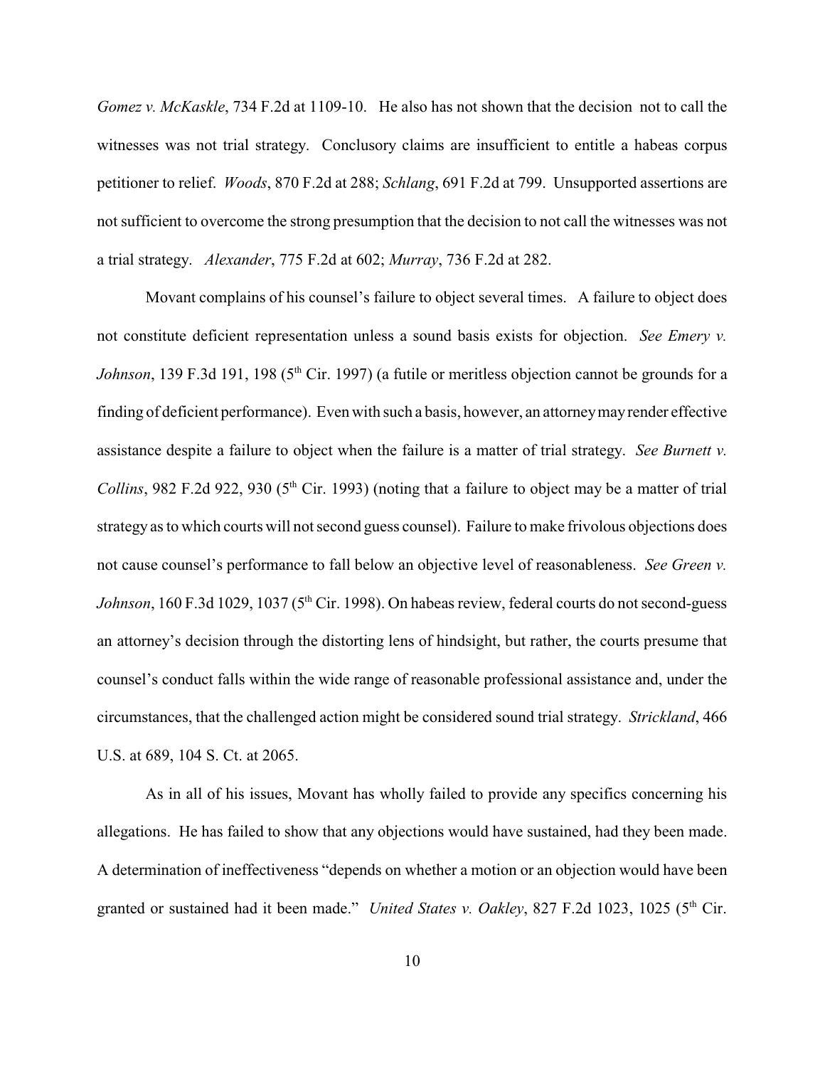*Gomez v. McKaskle*, 734 F.2d at 1109-10. He also has not shown that the decision not to call the witnesses was not trial strategy. Conclusory claims are insufficient to entitle a habeas corpus petitioner to relief. *Woods*, 870 F.2d at 288; *Schlang*, 691 F.2d at 799. Unsupported assertions are not sufficient to overcome the strong presumption that the decision to not call the witnesses was not a trial strategy. *Alexander*, 775 F.2d at 602; *Murray*, 736 F.2d at 282.

Movant complains of his counsel's failure to object several times. A failure to object does not constitute deficient representation unless a sound basis exists for objection. *See Emery v. Johnson*, 139 F.3d 191, 198 (5th Cir. 1997) (a futile or meritless objection cannot be grounds for a finding of deficient performance). Even with such a basis, however, an attorney may render effective assistance despite a failure to object when the failure is a matter of trial strategy. *See Burnett v. Collins*, 982 F.2d 922, 930 (5th Cir. 1993) (noting that a failure to object may be a matter of trial strategy as to which courts will not second guess counsel). Failure to make frivolous objections does not cause counsel's performance to fall below an objective level of reasonableness. *See Green v. Johnson*, 160 F.3d 1029, 1037 (5th Cir. 1998). On habeas review, federal courts do not second-guess an attorney's decision through the distorting lens of hindsight, but rather, the courts presume that counsel's conduct falls within the wide range of reasonable professional assistance and, under the circumstances, that the challenged action might be considered sound trial strategy. *Strickland*, 466 U.S. at 689, 104 S. Ct. at 2065.

As in all of his issues, Movant has wholly failed to provide any specifics concerning his allegations. He has failed to show that any objections would have sustained, had they been made. A determination of ineffectiveness "depends on whether a motion or an objection would have been granted or sustained had it been made." *United States v. Oakley*, 827 F.2d 1023, 1025 (5th Cir.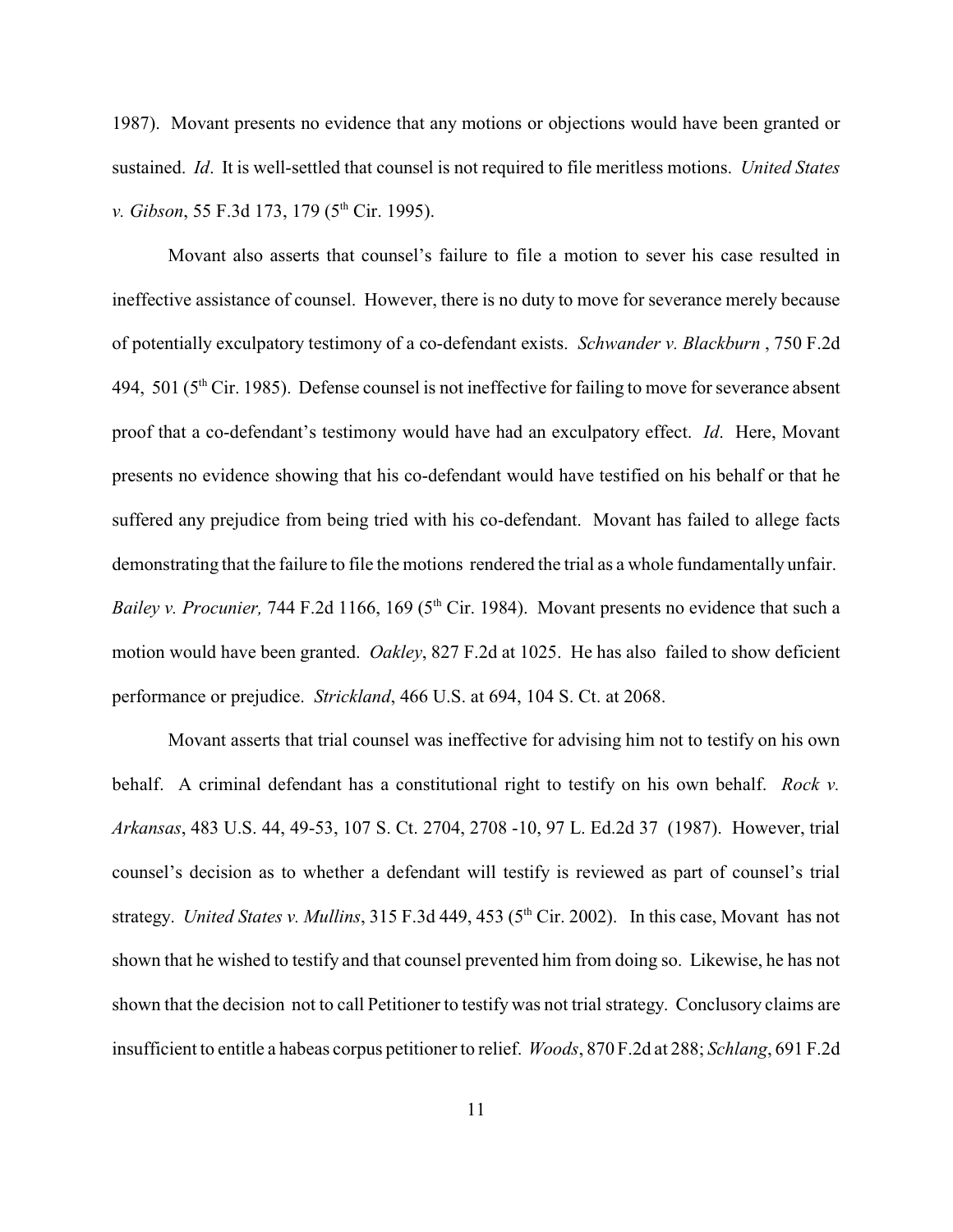1987). Movant presents no evidence that any motions or objections would have been granted or sustained. *Id*. It is well-settled that counsel is not required to file meritless motions. *United States v. Gibson*, 55 F.3d 173, 179 (5th Cir. 1995).

Movant also asserts that counsel's failure to file a motion to sever his case resulted in ineffective assistance of counsel. However, there is no duty to move for severance merely because of potentially exculpatory testimony of a co-defendant exists. *Schwander v. Blackburn* , 750 F.2d 494, 501 (5th Cir. 1985). Defense counsel is not ineffective for failing to move for severance absent proof that a co-defendant's testimony would have had an exculpatory effect. *Id*. Here, Movant presents no evidence showing that his co-defendant would have testified on his behalf or that he suffered any prejudice from being tried with his co-defendant. Movant has failed to allege facts demonstrating that the failure to file the motions rendered the trial as a whole fundamentally unfair. *Bailey v. Procunier,* 744 F.2d 1166, 169 (5th Cir. 1984). Movant presents no evidence that such a motion would have been granted. *Oakley*, 827 F.2d at 1025. He has also failed to show deficient performance or prejudice. *Strickland*, 466 U.S. at 694, 104 S. Ct. at 2068.

Movant asserts that trial counsel was ineffective for advising him not to testify on his own behalf. A criminal defendant has a constitutional right to testify on his own behalf. *Rock v. Arkansas*, 483 U.S. 44, 49-53, 107 S. Ct. 2704, 2708 -10, 97 L. Ed.2d 37 (1987). However, trial counsel's decision as to whether a defendant will testify is reviewed as part of counsel's trial strategy. *United States v. Mullins*, 315 F.3d 449, 453 (5th Cir. 2002). In this case, Movant has not shown that he wished to testify and that counsel prevented him from doing so. Likewise, he has not shown that the decision not to call Petitioner to testify was not trial strategy. Conclusory claims are insufficient to entitle a habeas corpus petitioner to relief. *Woods*, 870 F.2d at 288; *Schlang*, 691 F.2d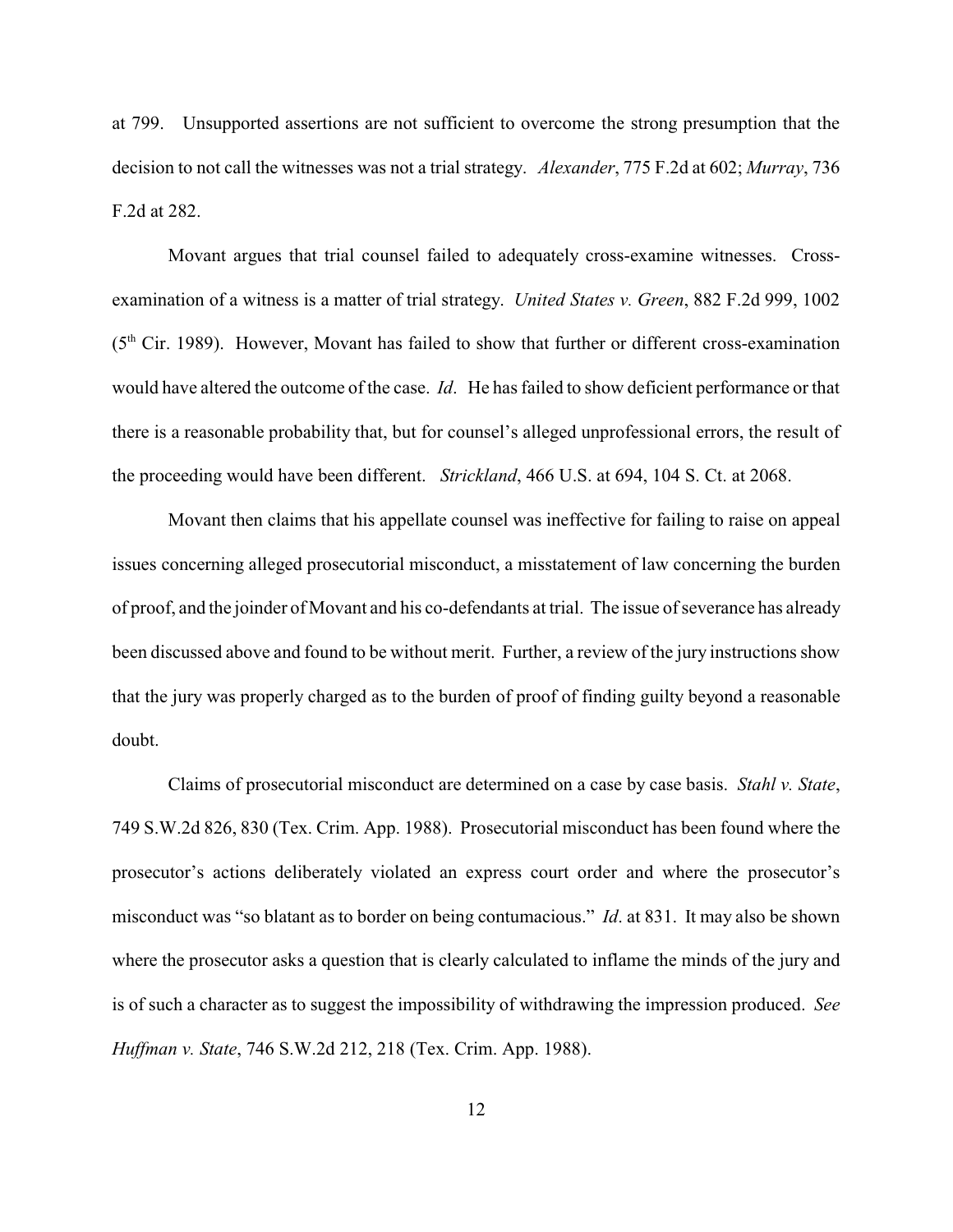at 799. Unsupported assertions are not sufficient to overcome the strong presumption that the decision to not call the witnesses was not a trial strategy. *Alexander*, 775 F.2d at 602; *Murray*, 736 F.2d at 282.

Movant argues that trial counsel failed to adequately cross-examine witnesses. Cross-examination of a witness is a matter of trial strategy. *United States v. Green*, 882 F.2d 999, 1002 (5th Cir. 1989). However, Movant has failed to show that further or different cross-examination would have altered the outcome of the case. *Id*. He has failed to show deficient performance or that there is a reasonable probability that, but for counsel's alleged unprofessional errors, the result of the proceeding would have been different. *Strickland*, 466 U.S. at 694, 104 S. Ct. at 2068.

Movant then claims that his appellate counsel was ineffective for failing to raise on appeal issues concerning alleged prosecutorial misconduct, a misstatement of law concerning the burden of proof, and the joinder of Movant and his co-defendants at trial. The issue of severance has already been discussed above and found to be without merit. Further, a review of the jury instructions show that the jury was properly charged as to the burden of proof of finding guilty beyond a reasonable doubt.

Claims of prosecutorial misconduct are determined on a case by case basis. *Stahl v. State*, 749 S.W.2d 826, 830 (Tex. Crim. App. 1988). Prosecutorial misconduct has been found where the prosecutor's actions deliberately violated an express court order and where the prosecutor's misconduct was "so blatant as to border on being contumacious." *Id*. at 831. It may also be shown where the prosecutor asks a question that is clearly calculated to inflame the minds of the jury and is of such a character as to suggest the impossibility of withdrawing the impression produced. *See Huffman v. State*, 746 S.W.2d 212, 218 (Tex. Crim. App. 1988).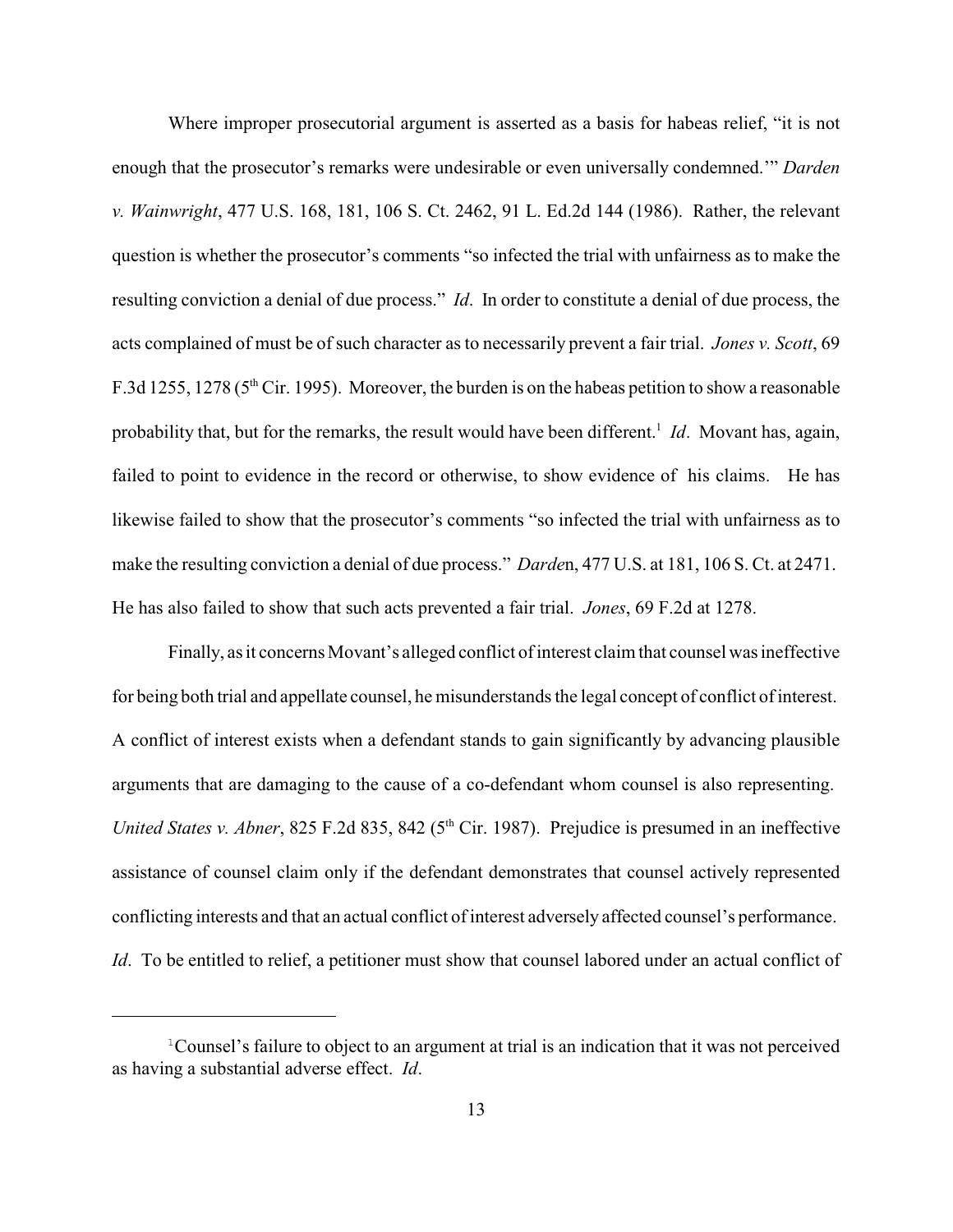Where improper prosecutorial argument is asserted as a basis for habeas relief, "it is not enough that the prosecutor's remarks were undesirable or even universally condemned.'" *Darden v. Wainwright*, 477 U.S. 168, 181, 106 S. Ct. 2462, 91 L. Ed.2d 144 (1986). Rather, the relevant question is whether the prosecutor's comments "so infected the trial with unfairness as to make the resulting conviction a denial of due process." *Id*. In order to constitute a denial of due process, the acts complained of must be of such character as to necessarily prevent a fair trial. *Jones v. Scott*, 69 F.3d 1255, 1278 (5th Cir. 1995). Moreover, the burden is on the habeas petition to show a reasonable probability that, but for the remarks, the result would have been different.[1] *Id*. Movant has, again, failed to point to evidence in the record or otherwise, to show evidence of his claims. He has likewise failed to show that the prosecutor's comments "so infected the trial with unfairness as to make the resulting conviction a denial of due process." *Darde*n, 477 U.S. at 181, 106 S. Ct. at 2471. He has also failed to show that such acts prevented a fair trial. *Jones*, 69 F.2d at 1278.

Finally, as it concerns Movant's alleged conflict of interest claim that counsel was ineffective for being both trial and appellate counsel, he misunderstands the legal concept of conflict of interest. A conflict of interest exists when a defendant stands to gain significantly by advancing plausible arguments that are damaging to the cause of a co-defendant whom counsel is also representing. *United States v. Abner*, 825 F.2d 835, 842 (5th Cir. 1987). Prejudice is presumed in an ineffective assistance of counsel claim only if the defendant demonstrates that counsel actively represented conflicting interests and that an actual conflict of interest adversely affected counsel's performance. *Id*. To be entitled to relief, a petitioner must show that counsel labored under an actual conflict of

---

[1] Counsel's failure to object to an argument at trial is an indication that it was not perceived as having a substantial adverse effect. *Id*.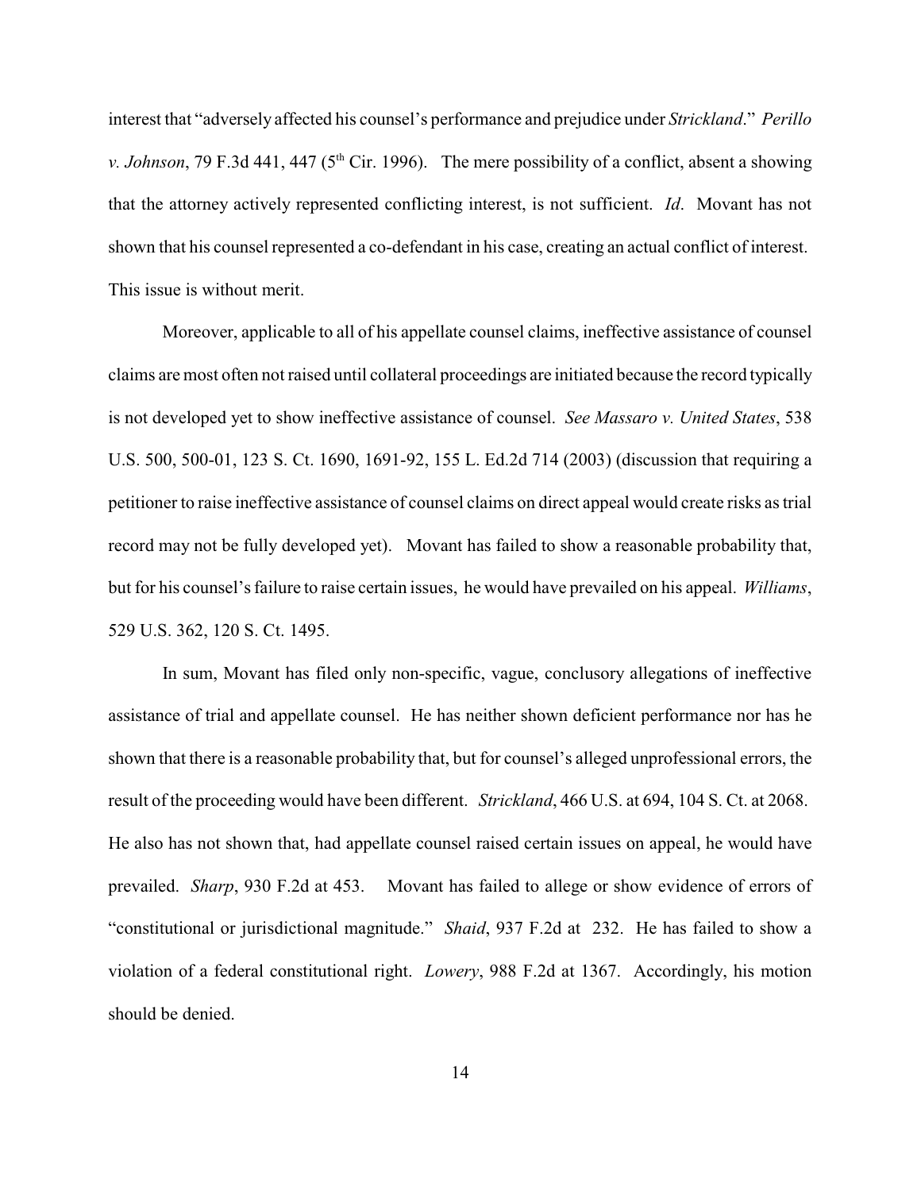interest that "adversely affected his counsel's performance and prejudice under *Strickland*." *Perillo v. Johnson*, 79 F.3d 441, 447 (5th Cir. 1996). The mere possibility of a conflict, absent a showing that the attorney actively represented conflicting interest, is not sufficient. *Id*. Movant has not shown that his counsel represented a co-defendant in his case, creating an actual conflict of interest. This issue is without merit.

Moreover, applicable to all of his appellate counsel claims, ineffective assistance of counsel claims are most often not raised until collateral proceedings are initiated because the record typically is not developed yet to show ineffective assistance of counsel. *See Massaro v. United States*, 538 U.S. 500, 500-01, 123 S. Ct. 1690, 1691-92, 155 L. Ed.2d 714 (2003) (discussion that requiring a petitioner to raise ineffective assistance of counsel claims on direct appeal would create risks as trial record may not be fully developed yet). Movant has failed to show a reasonable probability that, but for his counsel's failure to raise certain issues, he would have prevailed on his appeal. *Williams*, 529 U.S. 362, 120 S. Ct. 1495.

In sum, Movant has filed only non-specific, vague, conclusory allegations of ineffective assistance of trial and appellate counsel. He has neither shown deficient performance nor has he shown that there is a reasonable probability that, but for counsel's alleged unprofessional errors, the result of the proceeding would have been different. *Strickland*, 466 U.S. at 694, 104 S. Ct. at 2068. He also has not shown that, had appellate counsel raised certain issues on appeal, he would have prevailed. *Sharp*, 930 F.2d at 453. Movant has failed to allege or show evidence of errors of "constitutional or jurisdictional magnitude." *Shaid*, 937 F.2d at 232. He has failed to show a violation of a federal constitutional right. *Lowery*, 988 F.2d at 1367. Accordingly, his motion should be denied.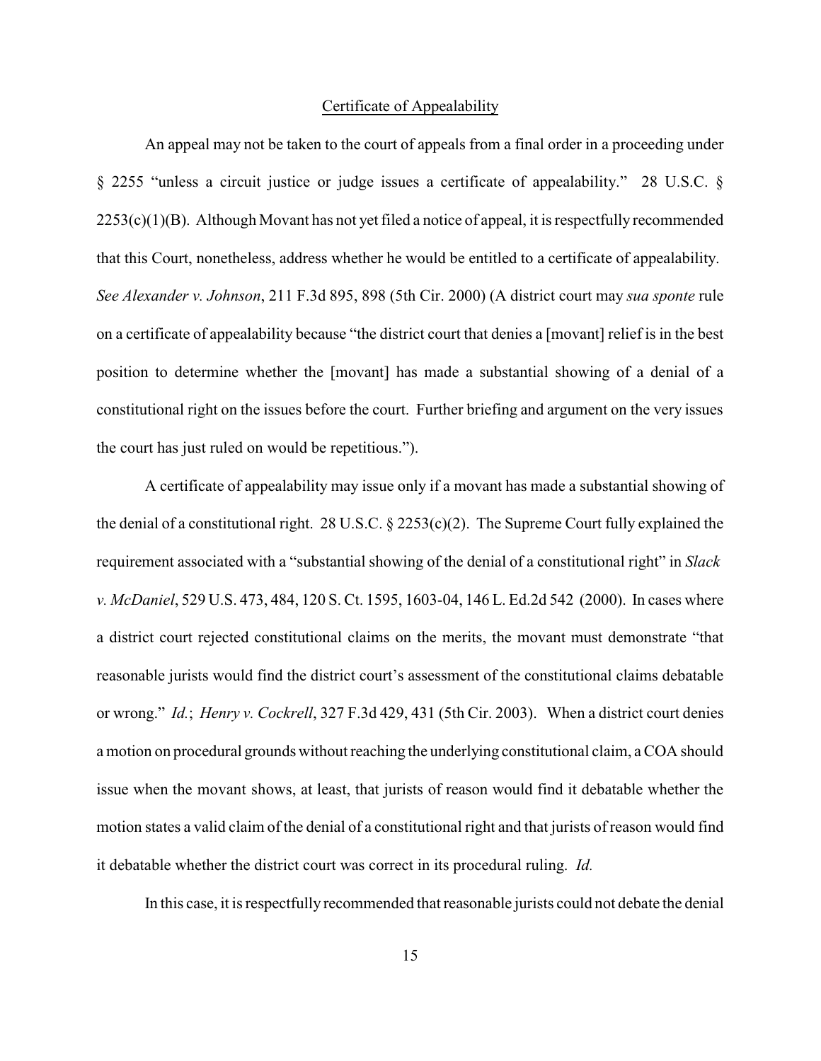Certificate of Appealability

An appeal may not be taken to the court of appeals from a final order in a proceeding under § 2255 "unless a circuit justice or judge issues a certificate of appealability." 28 U.S.C. § 2253(c)(1)(B). Although Movant has not yet filed a notice of appeal, it is respectfully recommended that this Court, nonetheless, address whether he would be entitled to a certificate of appealability. *See Alexander v. Johnson*, 211 F.3d 895, 898 (5th Cir. 2000) (A district court may *sua sponte* rule on a certificate of appealability because "the district court that denies a [movant] relief is in the best position to determine whether the [movant] has made a substantial showing of a denial of a constitutional right on the issues before the court. Further briefing and argument on the very issues the court has just ruled on would be repetitious.").

A certificate of appealability may issue only if a movant has made a substantial showing of the denial of a constitutional right. 28 U.S.C. § 2253(c)(2). The Supreme Court fully explained the requirement associated with a "substantial showing of the denial of a constitutional right" in *Slack v. McDaniel*, 529 U.S. 473, 484, 120 S. Ct. 1595, 1603-04, 146 L. Ed.2d 542 (2000). In cases where a district court rejected constitutional claims on the merits, the movant must demonstrate "that reasonable jurists would find the district court's assessment of the constitutional claims debatable or wrong." *Id.*; *Henry v. Cockrell*, 327 F.3d 429, 431 (5th Cir. 2003). When a district court denies a motion on procedural grounds without reaching the underlying constitutional claim, a COA should issue when the movant shows, at least, that jurists of reason would find it debatable whether the motion states a valid claim of the denial of a constitutional right and that jurists of reason would find it debatable whether the district court was correct in its procedural ruling. *Id.*

In this case, it is respectfully recommended that reasonable jurists could not debate the denial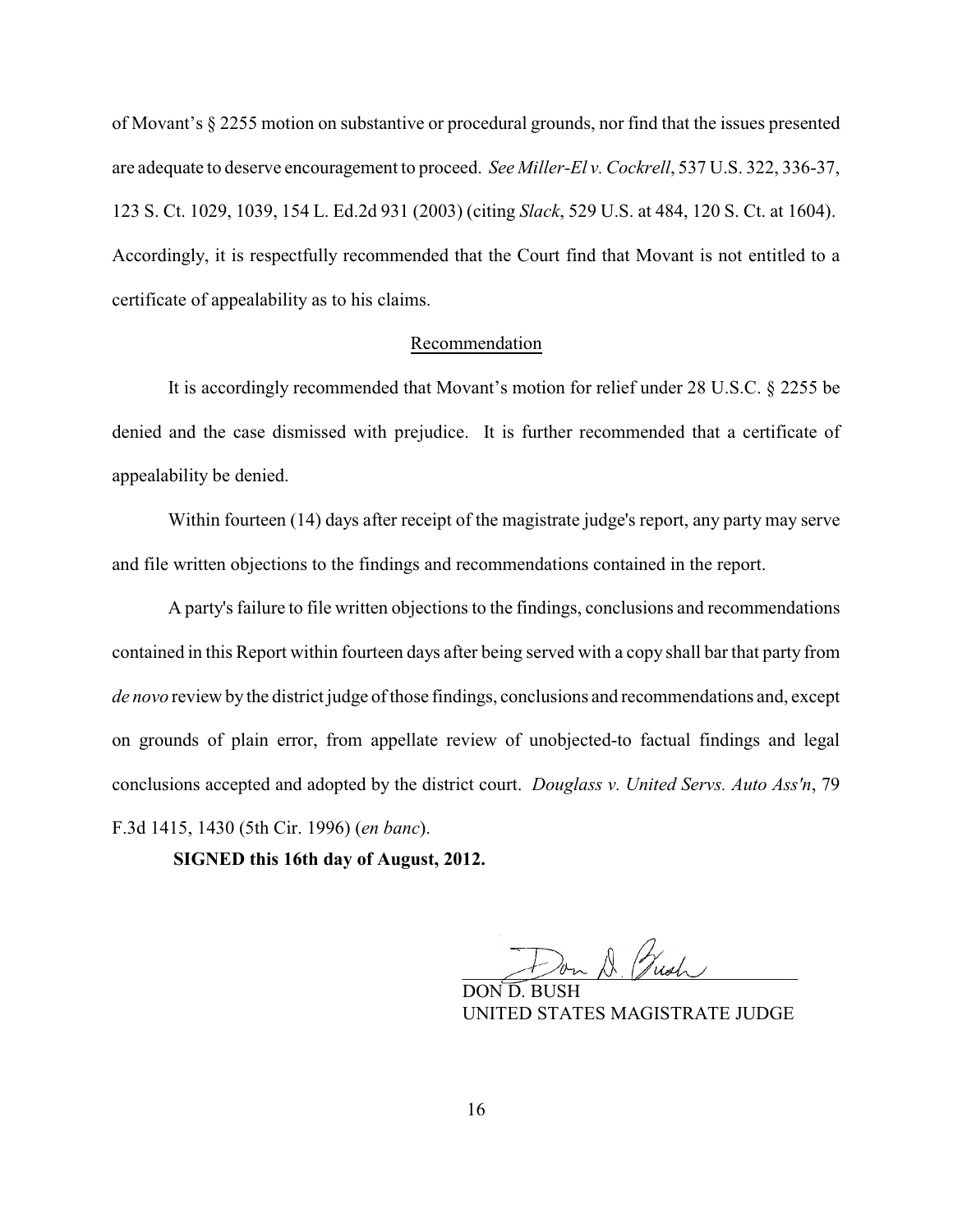of Movant's § 2255 motion on substantive or procedural grounds, nor find that the issues presented are adequate to deserve encouragement to proceed. *See Miller-El v. Cockrell*, 537 U.S. 322, 336-37, 123 S. Ct. 1029, 1039, 154 L. Ed.2d 931 (2003) (citing *Slack*, 529 U.S. at 484, 120 S. Ct. at 1604). Accordingly, it is respectfully recommended that the Court find that Movant is not entitled to a certificate of appealability as to his claims.

## Recommendation

It is accordingly recommended that Movant's motion for relief under 28 U.S.C. § 2255 be denied and the case dismissed with prejudice. It is further recommended that a certificate of appealability be denied.

Within fourteen (14) days after receipt of the magistrate judge's report, any party may serve and file written objections to the findings and recommendations contained in the report.

A party's failure to file written objections to the findings, conclusions and recommendations contained in this Report within fourteen days after being served with a copy shall bar that party from *de novo* review by the district judge of those findings, conclusions and recommendations and, except on grounds of plain error, from appellate review of unobjected-to factual findings and legal conclusions accepted and adopted by the district court. *Douglass v. United Servs. Auto Ass'n*, 79 F.3d 1415, 1430 (5th Cir. 1996) (*en banc*).

**SIGNED this 16th day of August, 2012.**

DON D. BUSH
UNITED STATES MAGISTRATE JUDGE